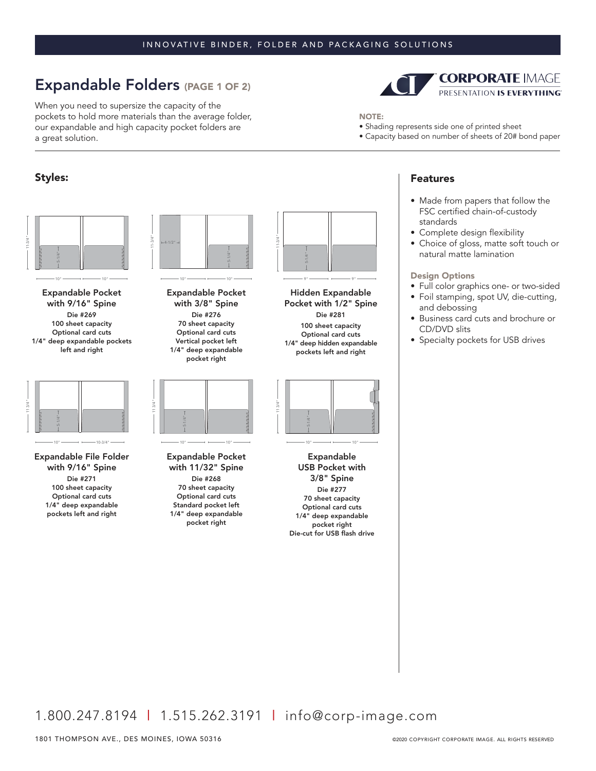INNOVATIVE BINDER, FOLDER AND PACKAGING SOLUTIONS

# Expandable Folders (PAGE 1 OF 2)

When you need to supersize the capacity of the pockets to hold more materials than the average folder, our expandable and high capacity pocket folders are a great solution.

**NOTE:**
- Shading represents side one of printed sheet
- Capacity based on number of sheets of 20# bond paper

## Styles:

**Expandable Pocket with 9/16" Spine**
Die #269
100 sheet capacity
Optional card cuts
1/4" deep expandable pockets left and right

**Expandable Pocket with 3/8" Spine**
Die #276
70 sheet capacity
Optional card cuts
Vertical pocket left
1/4" deep expandable pocket right

**Hidden Expandable Pocket with 1/2" Spine**
Die #281
100 sheet capacity
Optional card cuts
1/4" deep hidden expandable pockets left and right

**Expandable File Folder with 9/16" Spine**
Die #271
100 sheet capacity
Optional card cuts
1/4" deep expandable pockets left and right

**Expandable Pocket with 11/32" Spine**
Die #268
70 sheet capacity
Optional card cuts
Standard pocket left
1/4" deep expandable pocket right

**Expandable USB Pocket with 3/8" Spine**
Die #277
70 sheet capacity
Optional card cuts
1/4" deep expandable pocket right
Die-cut for USB flash drive

## Features

- Made from papers that follow the FSC certified chain-of-custody standards
- Complete design flexibility
- Choice of gloss, matte soft touch or natural matte lamination

### Design Options

- Full color graphics one- or two-sided
- Foil stamping, spot UV, die-cutting, and debossing
- Business card cuts and brochure or CD/DVD slits
- Specialty pockets for USB drives

1.800.247.8194 | 1.515.262.3191 | info@corp-image.com

1801 THOMPSON AVE., DES MOINES, IOWA 50316

©2020 COPYRIGHT CORPORATE IMAGE. ALL RIGHTS RESERVED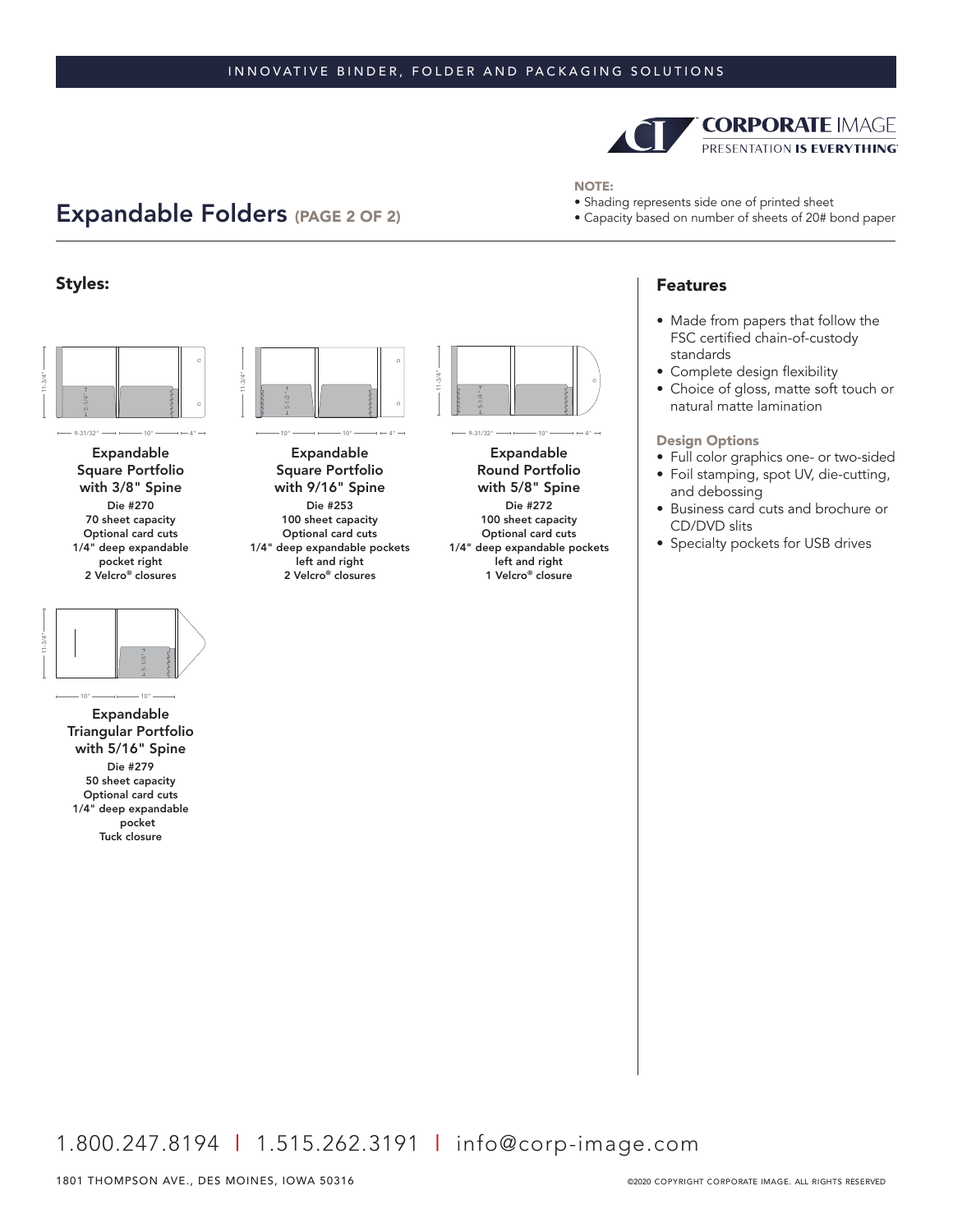INNOVATIVE BINDER, FOLDER AND PACKAGING SOLUTIONS

CORPORATE IMAGE
PRESENTATION IS EVERYTHING

# Expandable Folders (PAGE 2 OF 2)

**NOTE:**
- Shading represents side one of printed sheet
- Capacity based on number of sheets of 20# bond paper

## Styles:

11-3/4"
5-1/4"
9-31/32" 10" 4"

**Expandable Square Portfolio with 3/8" Spine**
Die #270
70 sheet capacity
Optional card cuts
1/4" deep expandable pocket right
2 Velcro® closures

11-3/4"
5-1/2"
10" 10" 4"

**Expandable Square Portfolio with 9/16" Spine**
Die #253
100 sheet capacity
Optional card cuts
1/4" deep expandable pockets left and right
2 Velcro® closures

11-3/4"
5-1/4"
9-31/32" 10" 4"

**Expandable Round Portfolio with 5/8" Spine**
Die #272
100 sheet capacity
Optional card cuts
1/4" deep expandable pockets left and right
1 Velcro® closure

11-3/4"
5-1/4"
10" 10"

**Expandable Triangular Portfolio with 5/16" Spine**
Die #279
50 sheet capacity
Optional card cuts
1/4" deep expandable pocket
Tuck closure

## Features

- Made from papers that follow the FSC certified chain-of-custody standards
- Complete design flexibility
- Choice of gloss, matte soft touch or natural matte lamination

### Design Options

- Full color graphics one- or two-sided
- Foil stamping, spot UV, die-cutting, and debossing
- Business card cuts and brochure or CD/DVD slits
- Specialty pockets for USB drives

1.800.247.8194 | 1.515.262.3191 | info@corp-image.com

1801 THOMPSON AVE., DES MOINES, IOWA 50316

©2020 COPYRIGHT CORPORATE IMAGE. ALL RIGHTS RESERVED